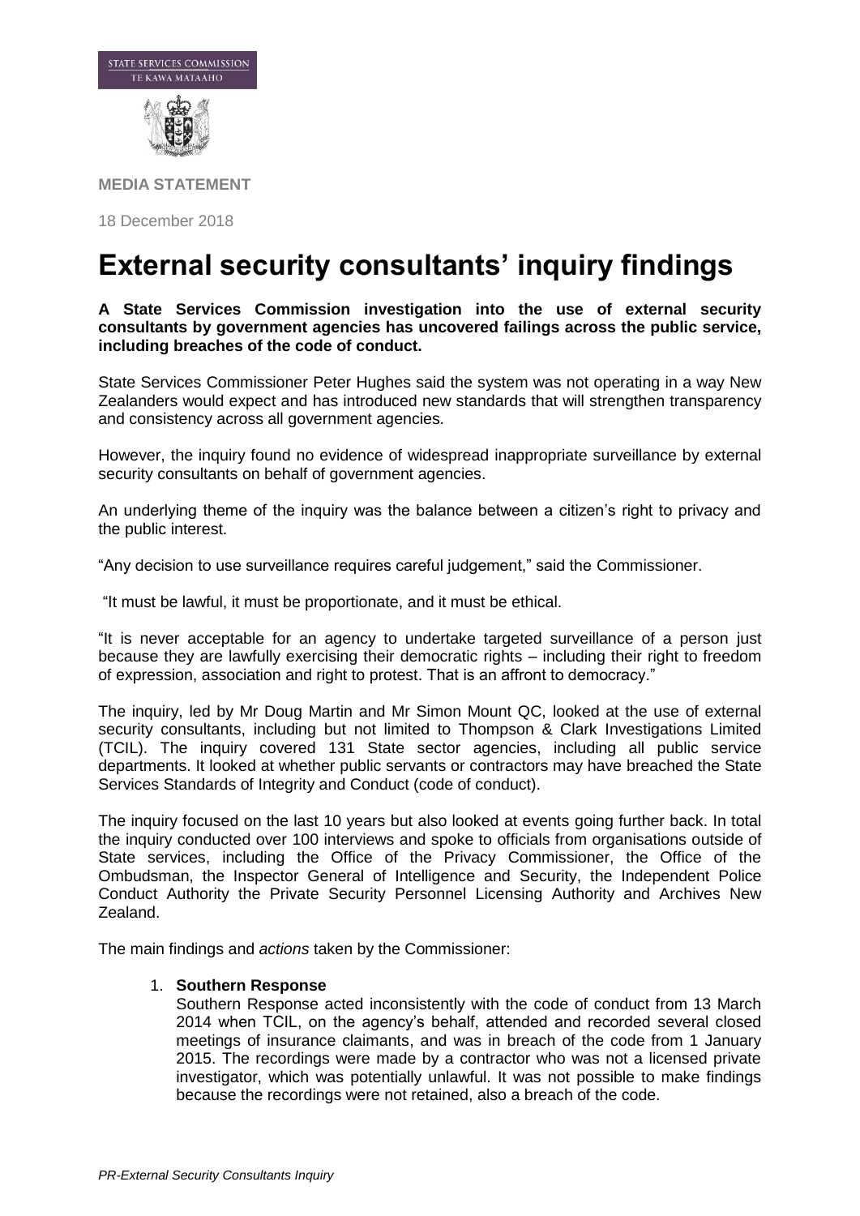STATE SERVICES COMMISSION
TE KAWA MATAAHO

**MEDIA STATEMENT**

18 December 2018

# External security consultants' inquiry findings

**A State Services Commission investigation into the use of external security consultants by government agencies has uncovered failings across the public service, including breaches of the code of conduct.**

State Services Commissioner Peter Hughes said the system was not operating in a way New Zealanders would expect and has introduced new standards that will strengthen transparency and consistency across all government agencies.

However, the inquiry found no evidence of widespread inappropriate surveillance by external security consultants on behalf of government agencies.

An underlying theme of the inquiry was the balance between a citizen's right to privacy and the public interest.

"Any decision to use surveillance requires careful judgement," said the Commissioner.

"It must be lawful, it must be proportionate, and it must be ethical.

"It is never acceptable for an agency to undertake targeted surveillance of a person just because they are lawfully exercising their democratic rights – including their right to freedom of expression, association and right to protest. That is an affront to democracy."

The inquiry, led by Mr Doug Martin and Mr Simon Mount QC, looked at the use of external security consultants, including but not limited to Thompson & Clark Investigations Limited (TCIL). The inquiry covered 131 State sector agencies, including all public service departments. It looked at whether public servants or contractors may have breached the State Services Standards of Integrity and Conduct (code of conduct).

The inquiry focused on the last 10 years but also looked at events going further back. In total the inquiry conducted over 100 interviews and spoke to officials from organisations outside of State services, including the Office of the Privacy Commissioner, the Office of the Ombudsman, the Inspector General of Intelligence and Security, the Independent Police Conduct Authority the Private Security Personnel Licensing Authority and Archives New Zealand.

The main findings and *actions* taken by the Commissioner:

1. **Southern Response**
   Southern Response acted inconsistently with the code of conduct from 13 March 2014 when TCIL, on the agency's behalf, attended and recorded several closed meetings of insurance claimants, and was in breach of the code from 1 January 2015. The recordings were made by a contractor who was not a licensed private investigator, which was potentially unlawful. It was not possible to make findings because the recordings were not retained, also a breach of the code.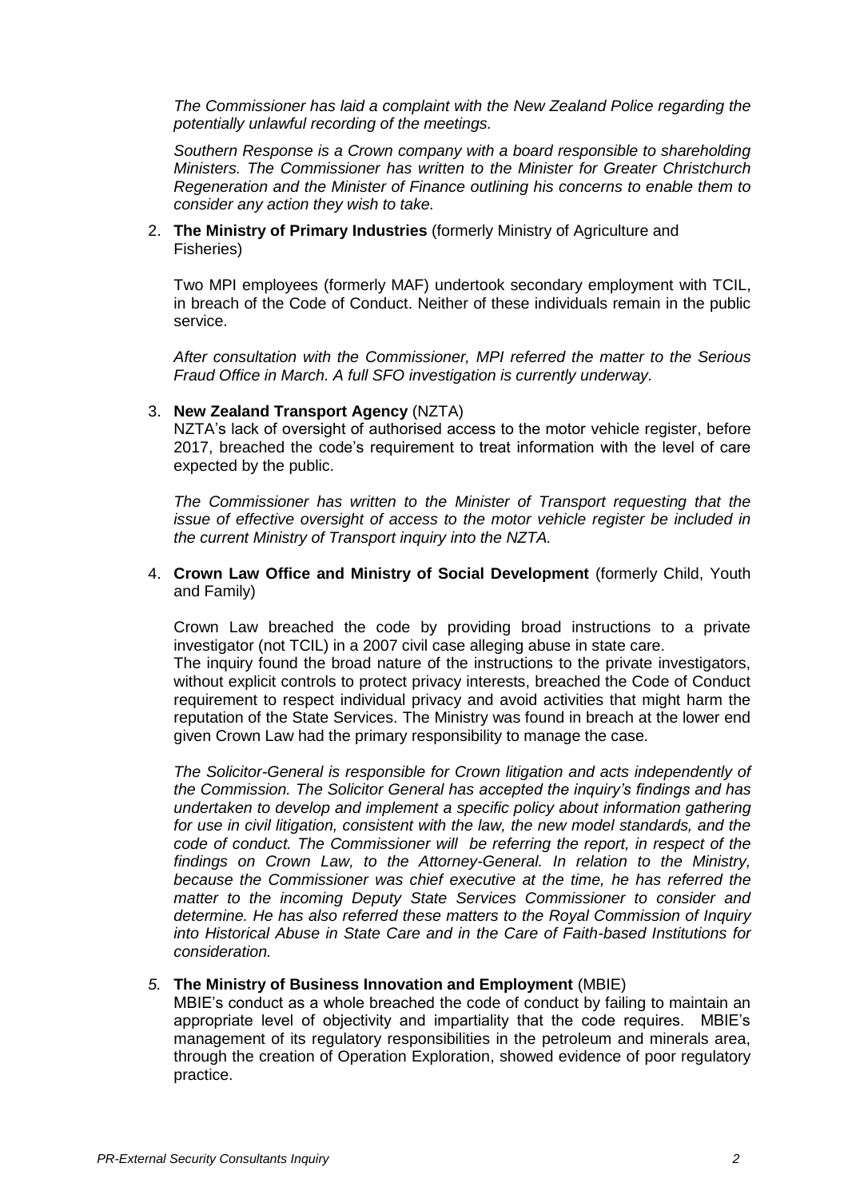*The Commissioner has laid a complaint with the New Zealand Police regarding the potentially unlawful recording of the meetings.*

*Southern Response is a Crown company with a board responsible to shareholding Ministers. The Commissioner has written to the Minister for Greater Christchurch Regeneration and the Minister of Finance outlining his concerns to enable them to consider any action they wish to take.*

2. **The Ministry of Primary Industries** (formerly Ministry of Agriculture and Fisheries)

   Two MPI employees (formerly MAF) undertook secondary employment with TCIL, in breach of the Code of Conduct. Neither of these individuals remain in the public service.

   *After consultation with the Commissioner, MPI referred the matter to the Serious Fraud Office in March. A full SFO investigation is currently underway.*

3. **New Zealand Transport Agency** (NZTA)

   NZTA's lack of oversight of authorised access to the motor vehicle register, before 2017, breached the code's requirement to treat information with the level of care expected by the public.

   *The Commissioner has written to the Minister of Transport requesting that the issue of effective oversight of access to the motor vehicle register be included in the current Ministry of Transport inquiry into the NZTA.*

4. **Crown Law Office and Ministry of Social Development** (formerly Child, Youth and Family)

   Crown Law breached the code by providing broad instructions to a private investigator (not TCIL) in a 2007 civil case alleging abuse in state care.
   The inquiry found the broad nature of the instructions to the private investigators, without explicit controls to protect privacy interests, breached the Code of Conduct requirement to respect individual privacy and avoid activities that might harm the reputation of the State Services. The Ministry was found in breach at the lower end given Crown Law had the primary responsibility to manage the case.

   *The Solicitor-General is responsible for Crown litigation and acts independently of the Commission. The Solicitor General has accepted the inquiry's findings and has undertaken to develop and implement a specific policy about information gathering for use in civil litigation, consistent with the law, the new model standards, and the code of conduct. The Commissioner will be referring the report, in respect of the findings on Crown Law, to the Attorney-General. In relation to the Ministry, because the Commissioner was chief executive at the time, he has referred the matter to the incoming Deputy State Services Commissioner to consider and determine. He has also referred these matters to the Royal Commission of Inquiry into Historical Abuse in State Care and in the Care of Faith-based Institutions for consideration.*

5. **The Ministry of Business Innovation and Employment** (MBIE)

   MBIE's conduct as a whole breached the code of conduct by failing to maintain an appropriate level of objectivity and impartiality that the code requires. MBIE's management of its regulatory responsibilities in the petroleum and minerals area, through the creation of Operation Exploration, showed evidence of poor regulatory practice.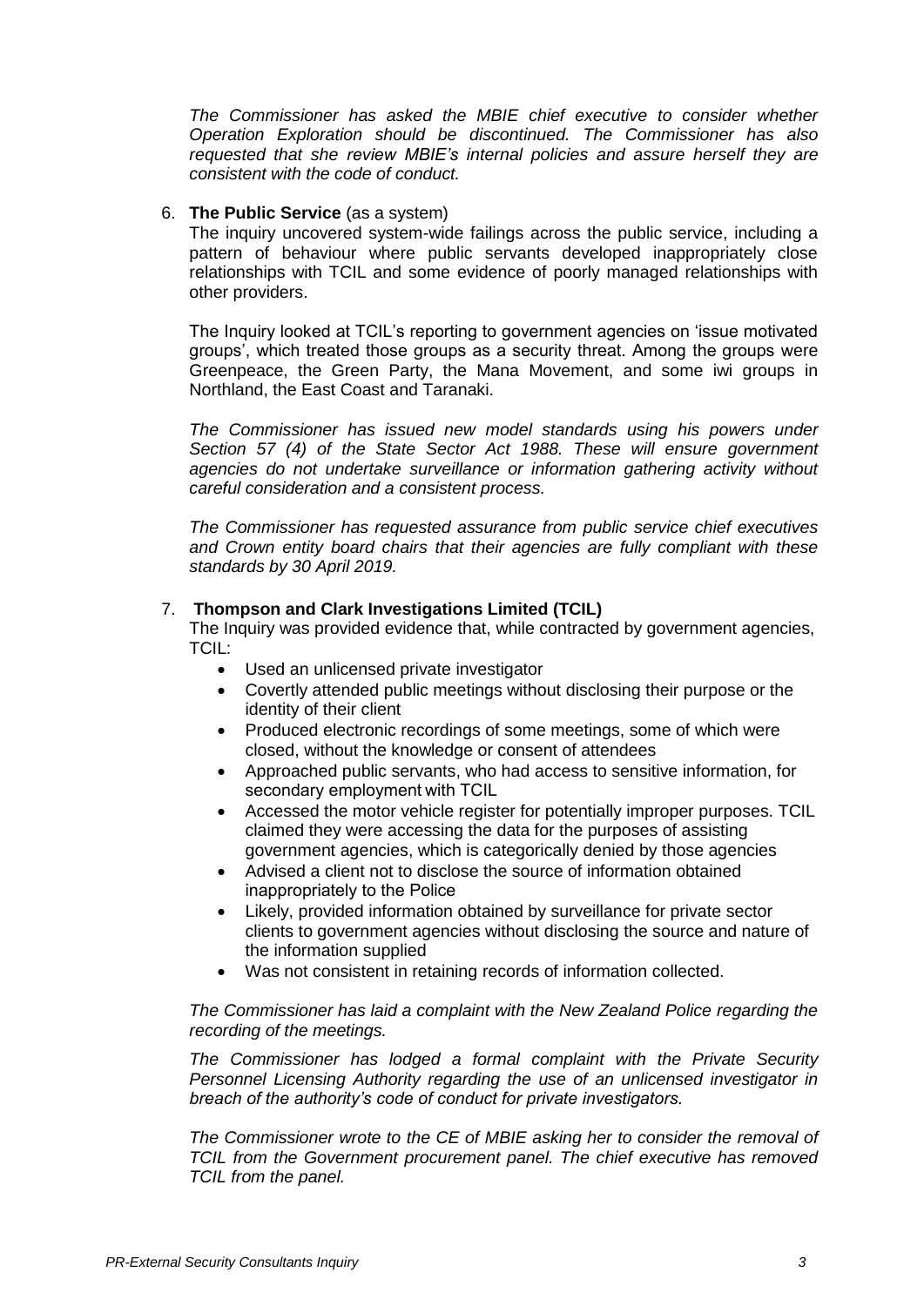*The Commissioner has asked the MBIE chief executive to consider whether Operation Exploration should be discontinued. The Commissioner has also requested that she review MBIE's internal policies and assure herself they are consistent with the code of conduct.*

6. **The Public Service** (as a system)

   The inquiry uncovered system-wide failings across the public service, including a pattern of behaviour where public servants developed inappropriately close relationships with TCIL and some evidence of poorly managed relationships with other providers.

   The Inquiry looked at TCIL's reporting to government agencies on 'issue motivated groups', which treated those groups as a security threat. Among the groups were Greenpeace, the Green Party, the Mana Movement, and some iwi groups in Northland, the East Coast and Taranaki.

   *The Commissioner has issued new model standards using his powers under Section 57 (4) of the State Sector Act 1988. These will ensure government agencies do not undertake surveillance or information gathering activity without careful consideration and a consistent process.*

   *The Commissioner has requested assurance from public service chief executives and Crown entity board chairs that their agencies are fully compliant with these standards by 30 April 2019.*

7. **Thompson and Clark Investigations Limited (TCIL)**

   The Inquiry was provided evidence that, while contracted by government agencies, TCIL:

   - Used an unlicensed private investigator
   - Covertly attended public meetings without disclosing their purpose or the identity of their client
   - Produced electronic recordings of some meetings, some of which were closed, without the knowledge or consent of attendees
   - Approached public servants, who had access to sensitive information, for secondary employment with TCIL
   - Accessed the motor vehicle register for potentially improper purposes. TCIL claimed they were accessing the data for the purposes of assisting government agencies, which is categorically denied by those agencies
   - Advised a client not to disclose the source of information obtained inappropriately to the Police
   - Likely, provided information obtained by surveillance for private sector clients to government agencies without disclosing the source and nature of the information supplied
   - Was not consistent in retaining records of information collected.

   *The Commissioner has laid a complaint with the New Zealand Police regarding the recording of the meetings.*

   *The Commissioner has lodged a formal complaint with the Private Security Personnel Licensing Authority regarding the use of an unlicensed investigator in breach of the authority's code of conduct for private investigators.*

   *The Commissioner wrote to the CE of MBIE asking her to consider the removal of TCIL from the Government procurement panel. The chief executive has removed TCIL from the panel.*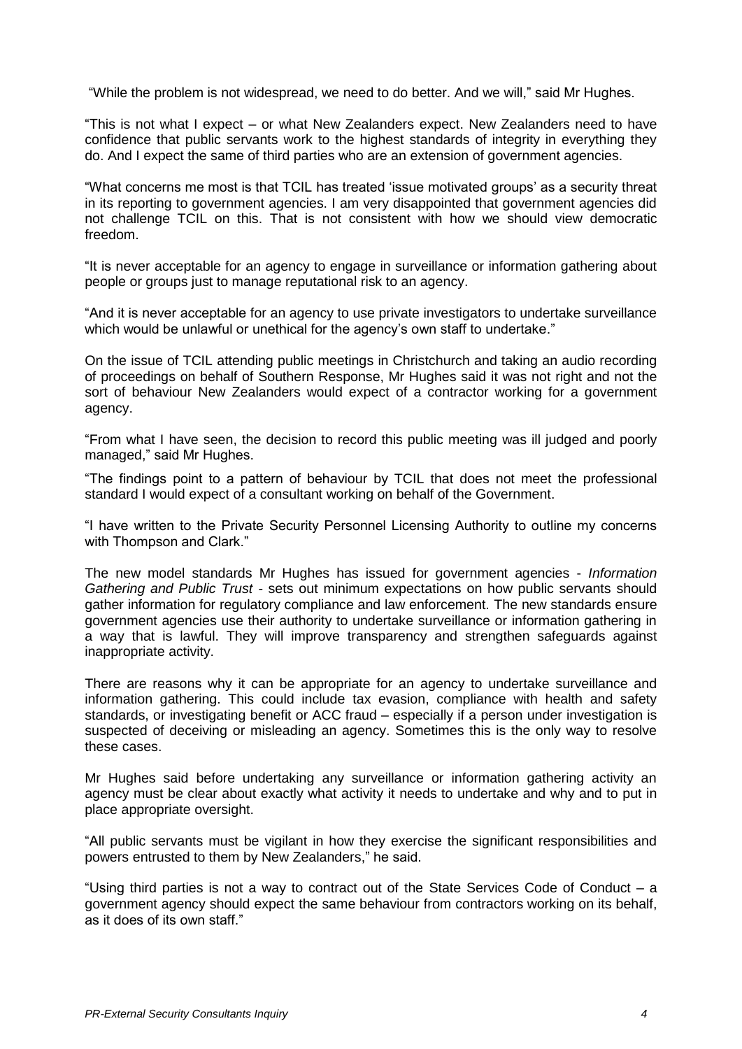"While the problem is not widespread, we need to do better. And we will," said Mr Hughes.

"This is not what I expect – or what New Zealanders expect. New Zealanders need to have confidence that public servants work to the highest standards of integrity in everything they do. And I expect the same of third parties who are an extension of government agencies.

"What concerns me most is that TCIL has treated 'issue motivated groups' as a security threat in its reporting to government agencies. I am very disappointed that government agencies did not challenge TCIL on this. That is not consistent with how we should view democratic freedom.

"It is never acceptable for an agency to engage in surveillance or information gathering about people or groups just to manage reputational risk to an agency.

"And it is never acceptable for an agency to use private investigators to undertake surveillance which would be unlawful or unethical for the agency's own staff to undertake."

On the issue of TCIL attending public meetings in Christchurch and taking an audio recording of proceedings on behalf of Southern Response, Mr Hughes said it was not right and not the sort of behaviour New Zealanders would expect of a contractor working for a government agency.

"From what I have seen, the decision to record this public meeting was ill judged and poorly managed," said Mr Hughes.

"The findings point to a pattern of behaviour by TCIL that does not meet the professional standard I would expect of a consultant working on behalf of the Government.

"I have written to the Private Security Personnel Licensing Authority to outline my concerns with Thompson and Clark."

The new model standards Mr Hughes has issued for government agencies - *Information Gathering and Public Trust* - sets out minimum expectations on how public servants should gather information for regulatory compliance and law enforcement. The new standards ensure government agencies use their authority to undertake surveillance or information gathering in a way that is lawful. They will improve transparency and strengthen safeguards against inappropriate activity.

There are reasons why it can be appropriate for an agency to undertake surveillance and information gathering. This could include tax evasion, compliance with health and safety standards, or investigating benefit or ACC fraud – especially if a person under investigation is suspected of deceiving or misleading an agency. Sometimes this is the only way to resolve these cases.

Mr Hughes said before undertaking any surveillance or information gathering activity an agency must be clear about exactly what activity it needs to undertake and why and to put in place appropriate oversight.

"All public servants must be vigilant in how they exercise the significant responsibilities and powers entrusted to them by New Zealanders," he said.

"Using third parties is not a way to contract out of the State Services Code of Conduct – a government agency should expect the same behaviour from contractors working on its behalf, as it does of its own staff."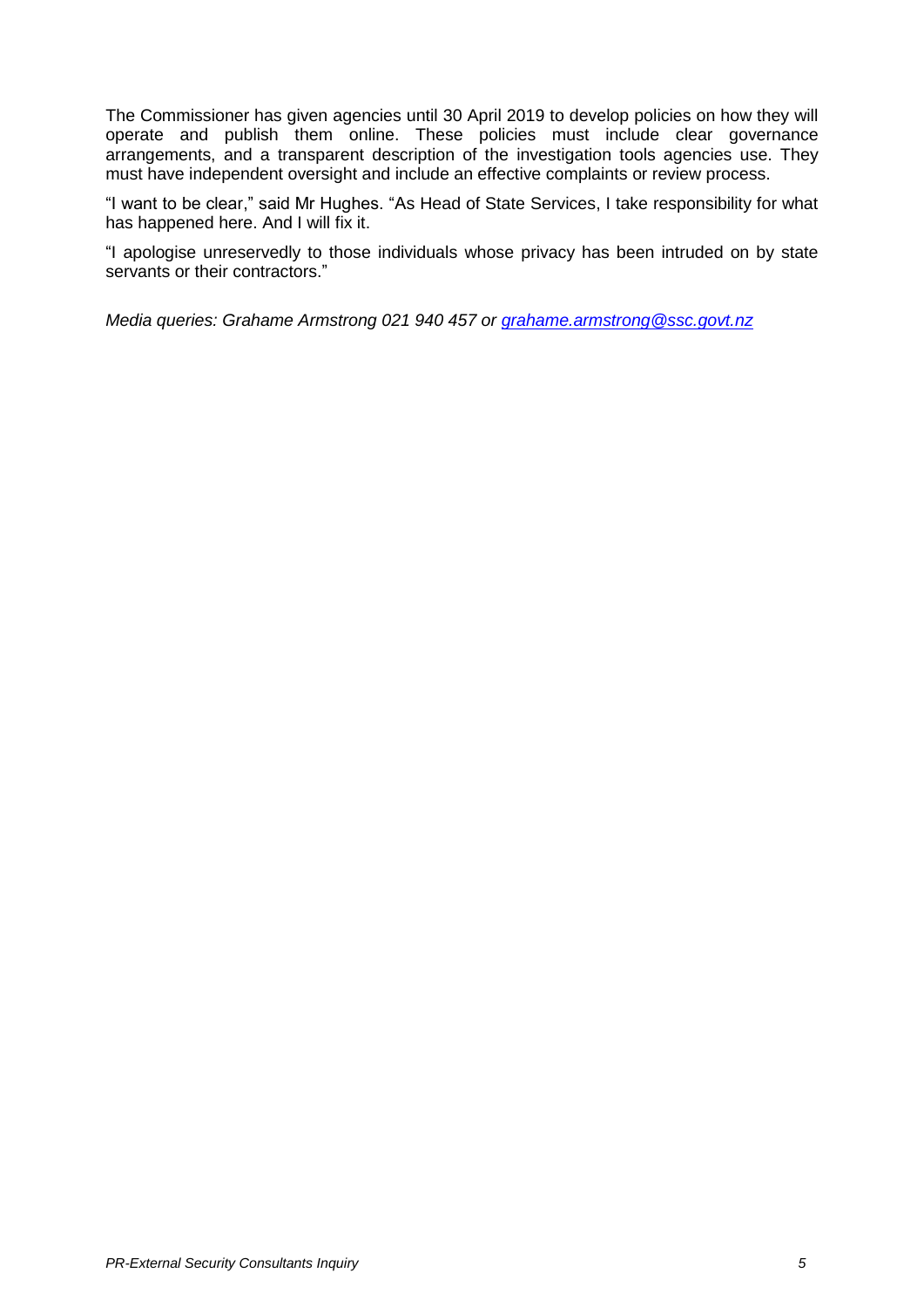The Commissioner has given agencies until 30 April 2019 to develop policies on how they will operate and publish them online. These policies must include clear governance arrangements, and a transparent description of the investigation tools agencies use. They must have independent oversight and include an effective complaints or review process.

“I want to be clear,” said Mr Hughes. “As Head of State Services, I take responsibility for what has happened here. And I will fix it.

“I apologise unreservedly to those individuals whose privacy has been intruded on by state servants or their contractors.”

*Media queries: Grahame Armstrong 021 940 457 or [grahame.armstrong@ssc.govt.nz](mailto:grahame.armstrong@ssc.govt.nz)*